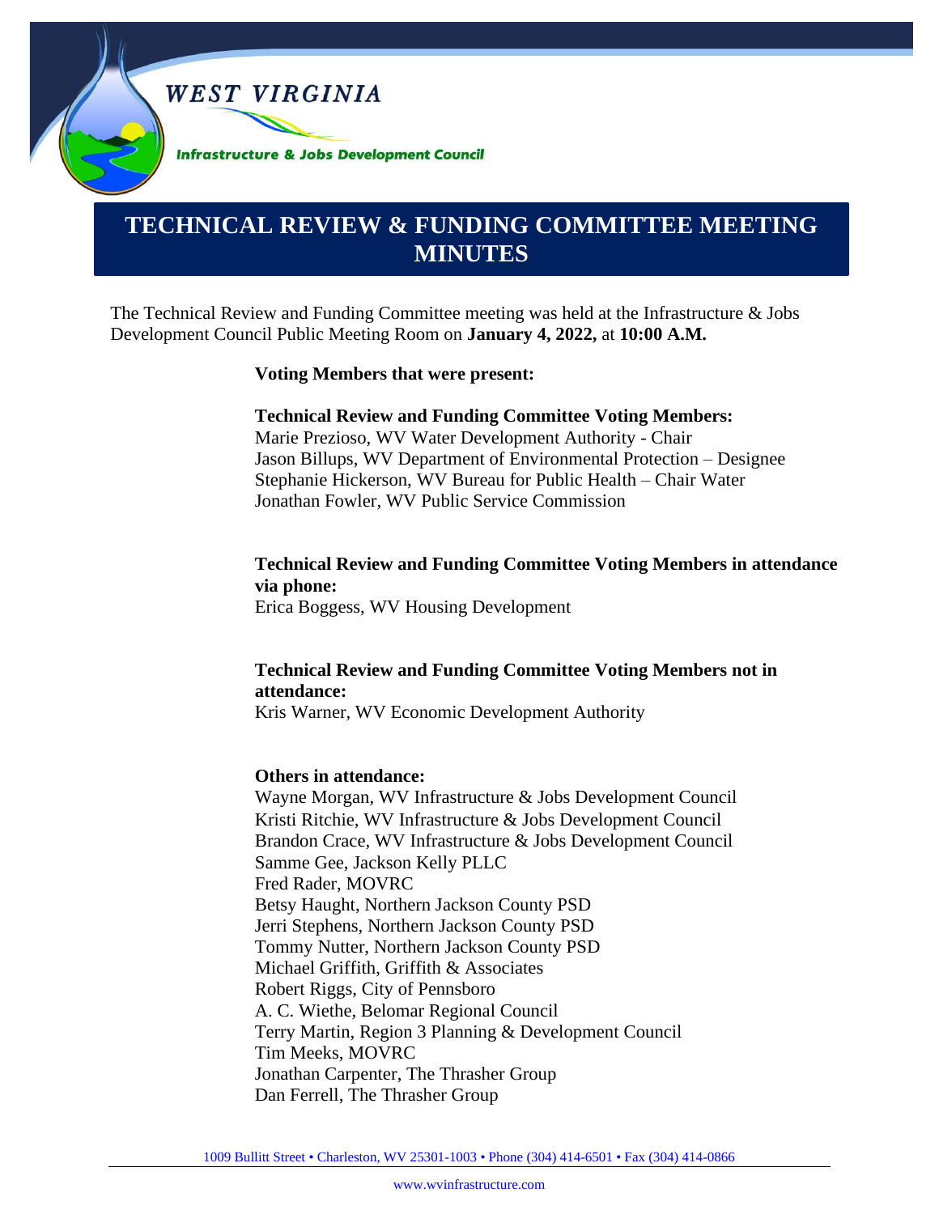WEST VIRGINIA

Infrastructure & Jobs Development Council

# TECHNICAL REVIEW & FUNDING COMMITTEE MEETING MINUTES

The Technical Review and Funding Committee meeting was held at the Infrastructure & Jobs Development Council Public Meeting Room on **January 4, 2022,** at **10:00 A.M.**

**Voting Members that were present:**

**Technical Review and Funding Committee Voting Members:**
Marie Prezioso, WV Water Development Authority - Chair
Jason Billups, WV Department of Environmental Protection – Designee
Stephanie Hickerson, WV Bureau for Public Health – Chair Water
Jonathan Fowler, WV Public Service Commission

**Technical Review and Funding Committee Voting Members in attendance via phone:**
Erica Boggess, WV Housing Development

**Technical Review and Funding Committee Voting Members not in attendance:**
Kris Warner, WV Economic Development Authority

**Others in attendance:**
Wayne Morgan, WV Infrastructure & Jobs Development Council
Kristi Ritchie, WV Infrastructure & Jobs Development Council
Brandon Crace, WV Infrastructure & Jobs Development Council
Samme Gee, Jackson Kelly PLLC
Fred Rader, MOVRC
Betsy Haught, Northern Jackson County PSD
Jerri Stephens, Northern Jackson County PSD
Tommy Nutter, Northern Jackson County PSD
Michael Griffith, Griffith & Associates
Robert Riggs, City of Pennsboro
A. C. Wiethe, Belomar Regional Council
Terry Martin, Region 3 Planning & Development Council
Tim Meeks, MOVRC
Jonathan Carpenter, The Thrasher Group
Dan Ferrell, The Thrasher Group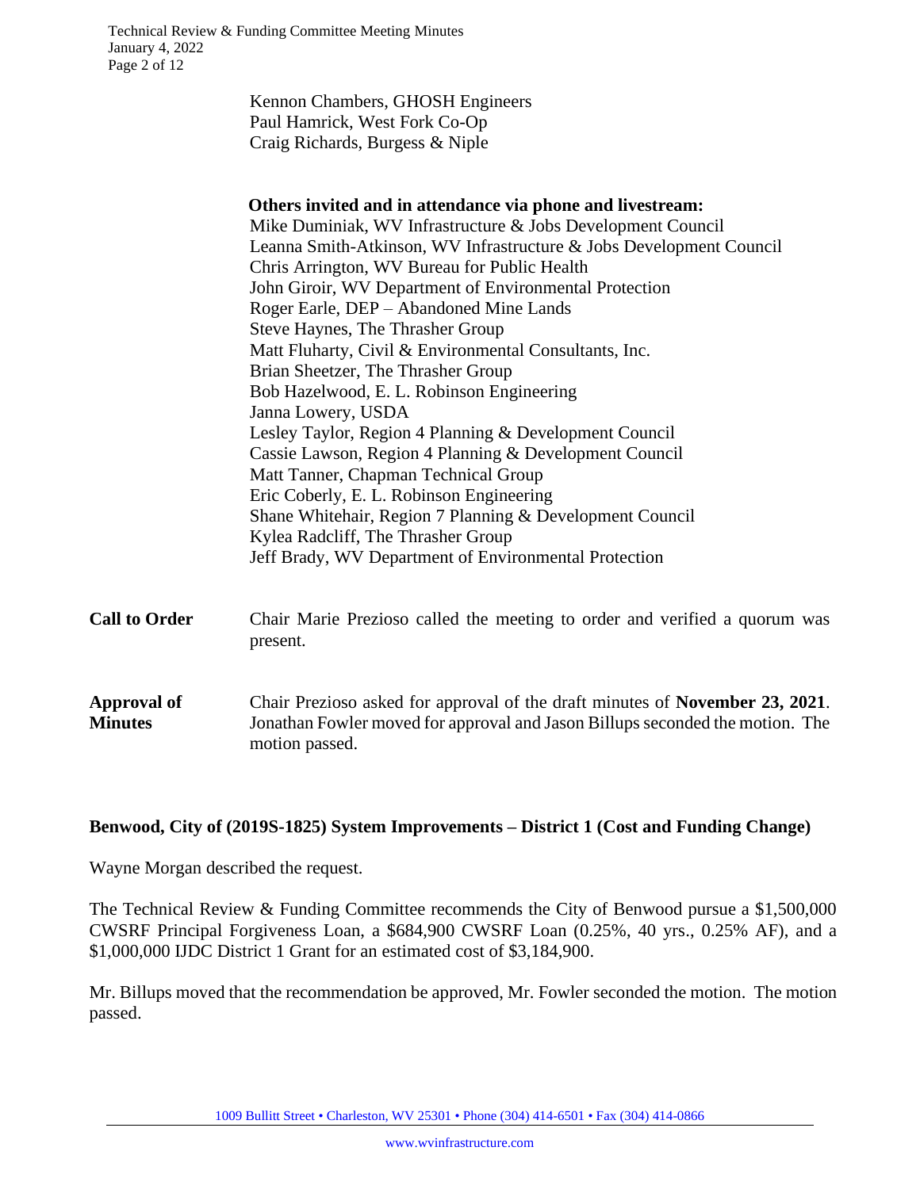Kennon Chambers, GHOSH Engineers
Paul Hamrick, West Fork Co-Op
Craig Richards, Burgess & Niple

**Others invited and in attendance via phone and livestream:**
Mike Duminiak, WV Infrastructure & Jobs Development Council
Leanna Smith-Atkinson, WV Infrastructure & Jobs Development Council
Chris Arrington, WV Bureau for Public Health
John Giroir, WV Department of Environmental Protection
Roger Earle, DEP – Abandoned Mine Lands
Steve Haynes, The Thrasher Group
Matt Fluharty, Civil & Environmental Consultants, Inc.
Brian Sheetzer, The Thrasher Group
Bob Hazelwood, E. L. Robinson Engineering
Janna Lowery, USDA
Lesley Taylor, Region 4 Planning & Development Council
Cassie Lawson, Region 4 Planning & Development Council
Matt Tanner, Chapman Technical Group
Eric Coberly, E. L. Robinson Engineering
Shane Whitehair, Region 7 Planning & Development Council
Kylea Radcliff, The Thrasher Group
Jeff Brady, WV Department of Environmental Protection

**Call to Order**

Chair Marie Prezioso called the meeting to order and verified a quorum was present.

**Approval of Minutes**

Chair Prezioso asked for approval of the draft minutes of **November 23, 2021**. Jonathan Fowler moved for approval and Jason Billups seconded the motion. The motion passed.

**Benwood, City of (2019S-1825) System Improvements – District 1 (Cost and Funding Change)**

Wayne Morgan described the request.

The Technical Review & Funding Committee recommends the City of Benwood pursue a $1,500,000 CWSRF Principal Forgiveness Loan, a $684,900 CWSRF Loan (0.25%, 40 yrs., 0.25% AF), and a $1,000,000 IJDC District 1 Grant for an estimated cost of $3,184,900.

Mr. Billups moved that the recommendation be approved, Mr. Fowler seconded the motion. The motion passed.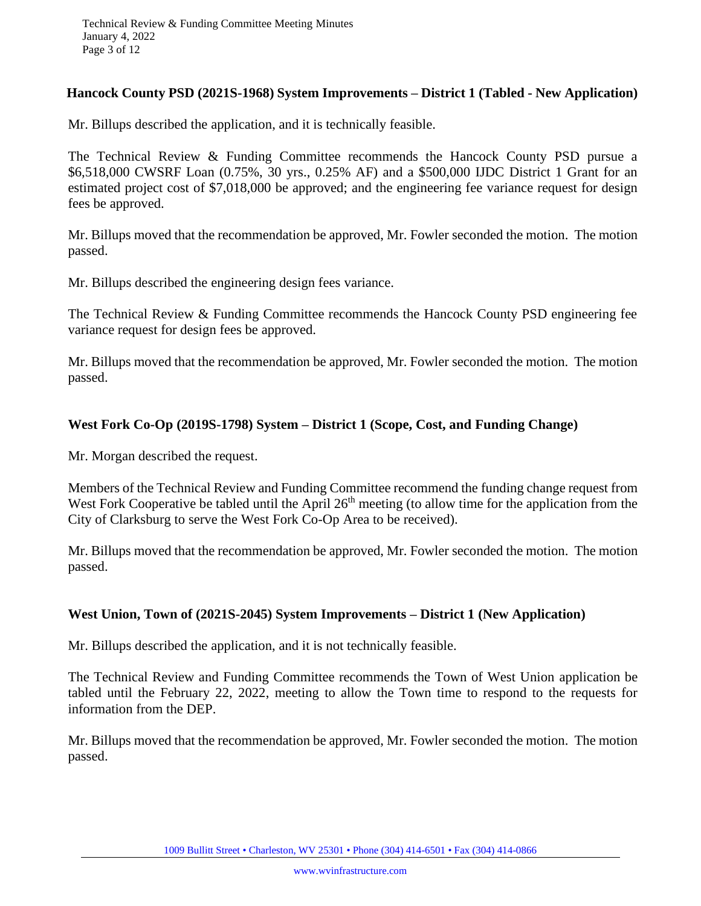**Hancock County PSD (2021S-1968) System Improvements – District 1 (Tabled - New Application)**

Mr. Billups described the application, and it is technically feasible.

The Technical Review & Funding Committee recommends the Hancock County PSD pursue a $6,518,000 CWSRF Loan (0.75%, 30 yrs., 0.25% AF) and a $500,000 IJDC District 1 Grant for an estimated project cost of $7,018,000 be approved; and the engineering fee variance request for design fees be approved.

Mr. Billups moved that the recommendation be approved, Mr. Fowler seconded the motion. The motion passed.

Mr. Billups described the engineering design fees variance.

The Technical Review & Funding Committee recommends the Hancock County PSD engineering fee variance request for design fees be approved.

Mr. Billups moved that the recommendation be approved, Mr. Fowler seconded the motion. The motion passed.

**West Fork Co-Op (2019S-1798) System – District 1 (Scope, Cost, and Funding Change)**

Mr. Morgan described the request.

Members of the Technical Review and Funding Committee recommend the funding change request from West Fork Cooperative be tabled until the April 26th meeting (to allow time for the application from the City of Clarksburg to serve the West Fork Co-Op Area to be received).

Mr. Billups moved that the recommendation be approved, Mr. Fowler seconded the motion. The motion passed.

**West Union, Town of (2021S-2045) System Improvements – District 1 (New Application)**

Mr. Billups described the application, and it is not technically feasible.

The Technical Review and Funding Committee recommends the Town of West Union application be tabled until the February 22, 2022, meeting to allow the Town time to respond to the requests for information from the DEP.

Mr. Billups moved that the recommendation be approved, Mr. Fowler seconded the motion. The motion passed.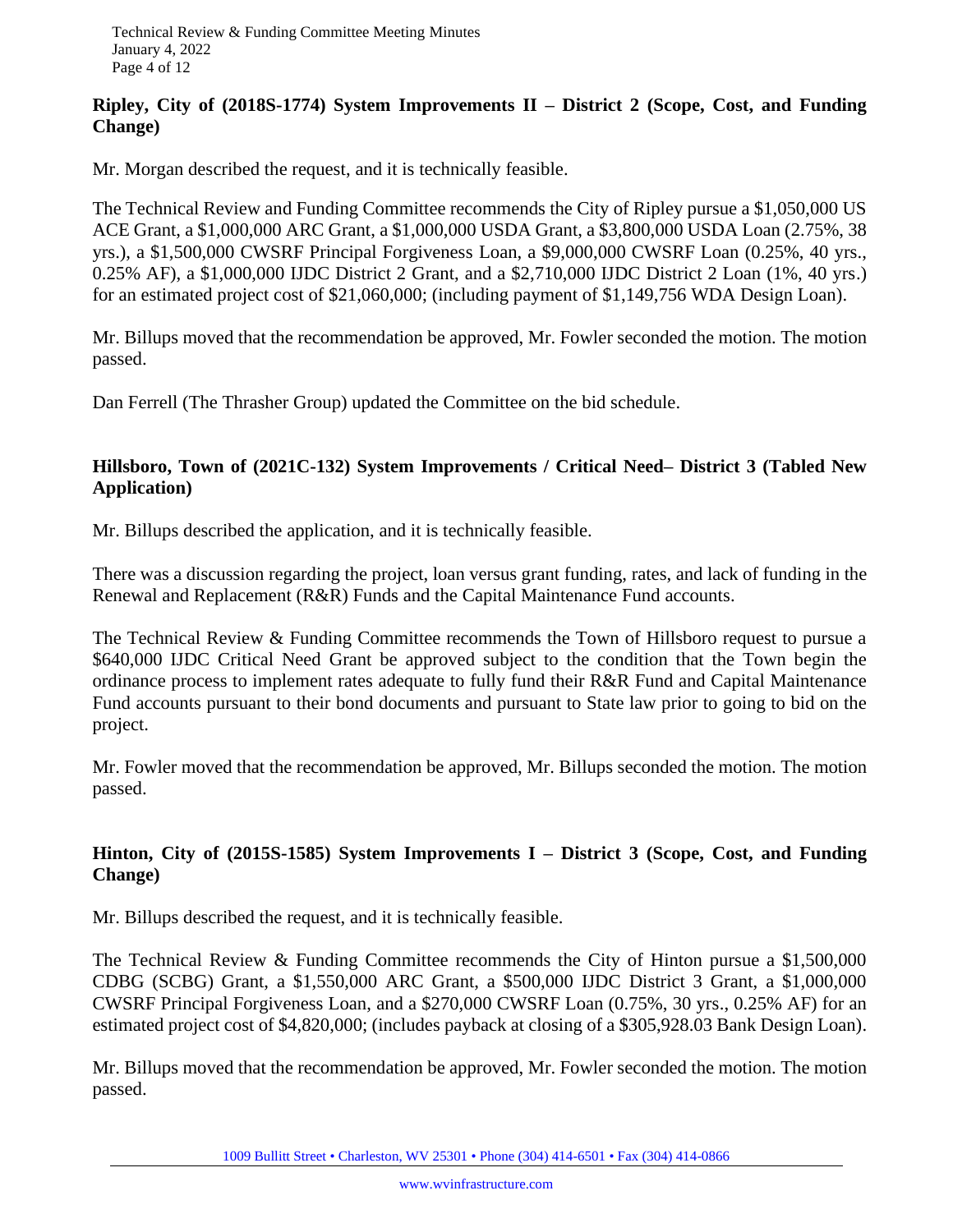**Ripley, City of (2018S-1774) System Improvements II – District 2 (Scope, Cost, and Funding Change)**

Mr. Morgan described the request, and it is technically feasible.

The Technical Review and Funding Committee recommends the City of Ripley pursue a $1,050,000 US ACE Grant, a $1,000,000 ARC Grant, a $1,000,000 USDA Grant, a $3,800,000 USDA Loan (2.75%, 38 yrs.), a $1,500,000 CWSRF Principal Forgiveness Loan, a $9,000,000 CWSRF Loan (0.25%, 40 yrs., 0.25% AF), a $1,000,000 IJDC District 2 Grant, and a $2,710,000 IJDC District 2 Loan (1%, 40 yrs.) for an estimated project cost of $21,060,000; (including payment of $1,149,756 WDA Design Loan).

Mr. Billups moved that the recommendation be approved, Mr. Fowler seconded the motion. The motion passed.

Dan Ferrell (The Thrasher Group) updated the Committee on the bid schedule.

**Hillsboro, Town of (2021C-132) System Improvements / Critical Need– District 3 (Tabled New Application)**

Mr. Billups described the application, and it is technically feasible.

There was a discussion regarding the project, loan versus grant funding, rates, and lack of funding in the Renewal and Replacement (R&R) Funds and the Capital Maintenance Fund accounts.

The Technical Review & Funding Committee recommends the Town of Hillsboro request to pursue a $640,000 IJDC Critical Need Grant be approved subject to the condition that the Town begin the ordinance process to implement rates adequate to fully fund their R&R Fund and Capital Maintenance Fund accounts pursuant to their bond documents and pursuant to State law prior to going to bid on the project.

Mr. Fowler moved that the recommendation be approved, Mr. Billups seconded the motion. The motion passed.

**Hinton, City of (2015S-1585) System Improvements I – District 3 (Scope, Cost, and Funding Change)**

Mr. Billups described the request, and it is technically feasible.

The Technical Review & Funding Committee recommends the City of Hinton pursue a $1,500,000 CDBG (SCBG) Grant, a $1,550,000 ARC Grant, a $500,000 IJDC District 3 Grant, a $1,000,000 CWSRF Principal Forgiveness Loan, and a $270,000 CWSRF Loan (0.75%, 30 yrs., 0.25% AF) for an estimated project cost of $4,820,000; (includes payback at closing of a $305,928.03 Bank Design Loan).

Mr. Billups moved that the recommendation be approved, Mr. Fowler seconded the motion. The motion passed.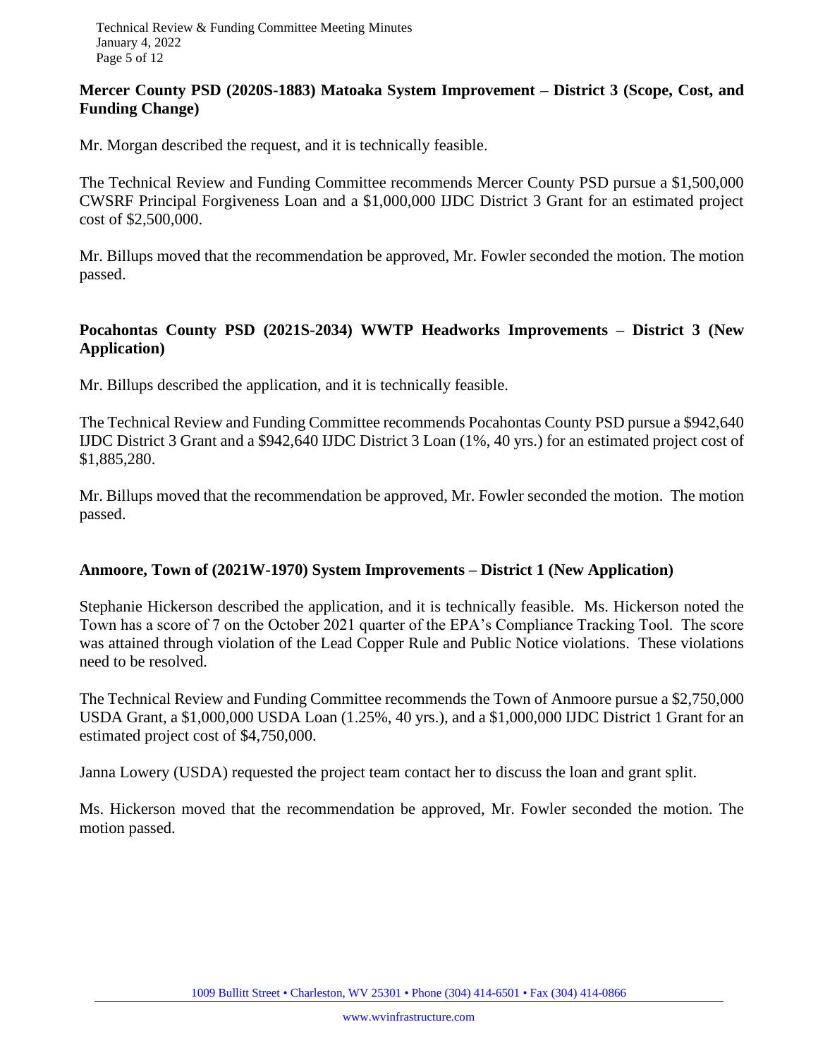**Mercer County PSD (2020S-1883) Matoaka System Improvement – District 3 (Scope, Cost, and Funding Change)**

Mr. Morgan described the request, and it is technically feasible.

The Technical Review and Funding Committee recommends Mercer County PSD pursue a $1,500,000 CWSRF Principal Forgiveness Loan and a $1,000,000 IJDC District 3 Grant for an estimated project cost of $2,500,000.

Mr. Billups moved that the recommendation be approved, Mr. Fowler seconded the motion. The motion passed.

**Pocahontas County PSD (2021S-2034) WWTP Headworks Improvements – District 3 (New Application)**

Mr. Billups described the application, and it is technically feasible.

The Technical Review and Funding Committee recommends Pocahontas County PSD pursue a $942,640 IJDC District 3 Grant and a $942,640 IJDC District 3 Loan (1%, 40 yrs.) for an estimated project cost of $1,885,280.

Mr. Billups moved that the recommendation be approved, Mr. Fowler seconded the motion. The motion passed.

**Anmoore, Town of (2021W-1970) System Improvements – District 1 (New Application)**

Stephanie Hickerson described the application, and it is technically feasible. Ms. Hickerson noted the Town has a score of 7 on the October 2021 quarter of the EPA's Compliance Tracking Tool. The score was attained through violation of the Lead Copper Rule and Public Notice violations. These violations need to be resolved.

The Technical Review and Funding Committee recommends the Town of Anmoore pursue a $2,750,000 USDA Grant, a $1,000,000 USDA Loan (1.25%, 40 yrs.), and a $1,000,000 IJDC District 1 Grant for an estimated project cost of $4,750,000.

Janna Lowery (USDA) requested the project team contact her to discuss the loan and grant split.

Ms. Hickerson moved that the recommendation be approved, Mr. Fowler seconded the motion. The motion passed.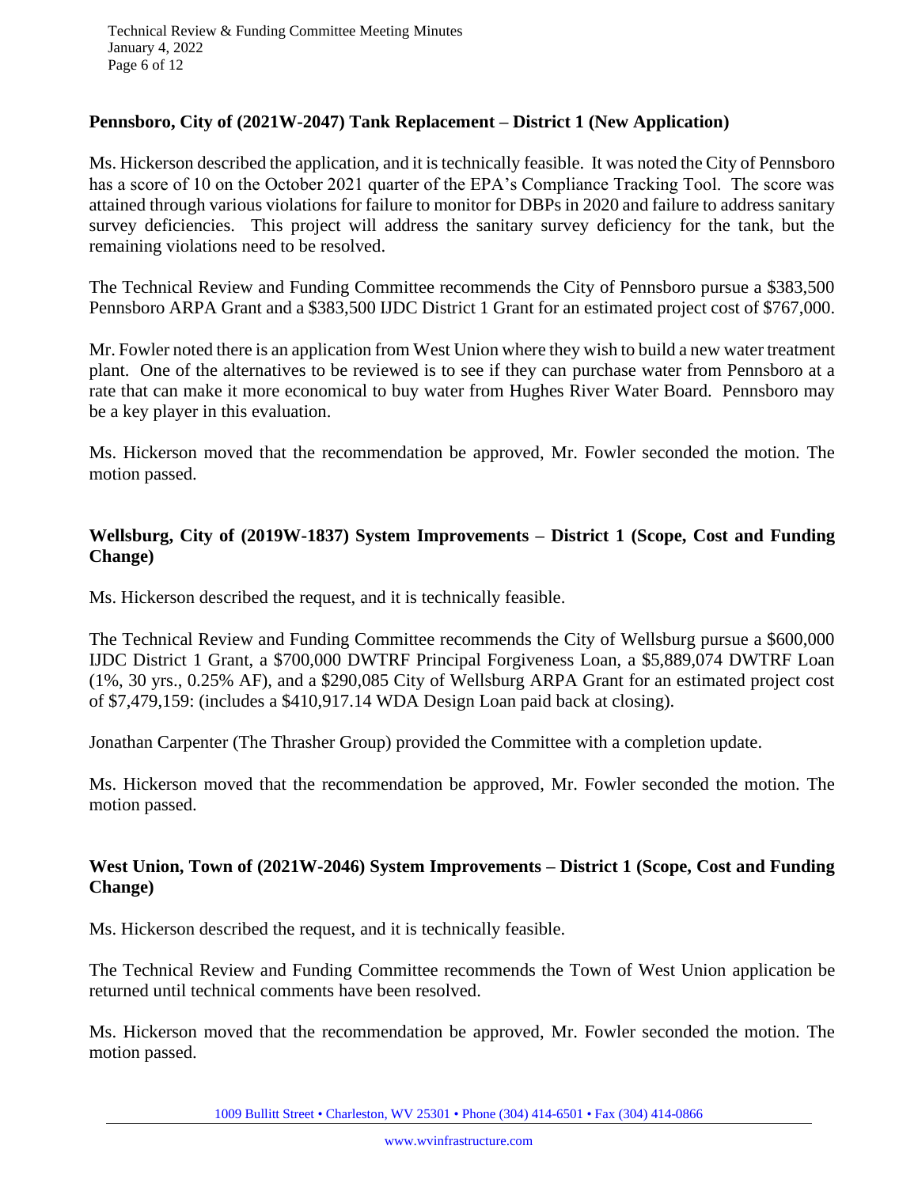**Pennsboro, City of (2021W-2047) Tank Replacement – District 1 (New Application)**

Ms. Hickerson described the application, and it is technically feasible. It was noted the City of Pennsboro has a score of 10 on the October 2021 quarter of the EPA's Compliance Tracking Tool. The score was attained through various violations for failure to monitor for DBPs in 2020 and failure to address sanitary survey deficiencies. This project will address the sanitary survey deficiency for the tank, but the remaining violations need to be resolved.

The Technical Review and Funding Committee recommends the City of Pennsboro pursue a $383,500 Pennsboro ARPA Grant and a $383,500 IJDC District 1 Grant for an estimated project cost of $767,000.

Mr. Fowler noted there is an application from West Union where they wish to build a new water treatment plant. One of the alternatives to be reviewed is to see if they can purchase water from Pennsboro at a rate that can make it more economical to buy water from Hughes River Water Board. Pennsboro may be a key player in this evaluation.

Ms. Hickerson moved that the recommendation be approved, Mr. Fowler seconded the motion. The motion passed.

**Wellsburg, City of (2019W-1837) System Improvements – District 1 (Scope, Cost and Funding Change)**

Ms. Hickerson described the request, and it is technically feasible.

The Technical Review and Funding Committee recommends the City of Wellsburg pursue a $600,000 IJDC District 1 Grant, a $700,000 DWTRF Principal Forgiveness Loan, a $5,889,074 DWTRF Loan (1%, 30 yrs., 0.25% AF), and a $290,085 City of Wellsburg ARPA Grant for an estimated project cost of $7,479,159: (includes a $410,917.14 WDA Design Loan paid back at closing).

Jonathan Carpenter (The Thrasher Group) provided the Committee with a completion update.

Ms. Hickerson moved that the recommendation be approved, Mr. Fowler seconded the motion. The motion passed.

**West Union, Town of (2021W-2046) System Improvements – District 1 (Scope, Cost and Funding Change)**

Ms. Hickerson described the request, and it is technically feasible.

The Technical Review and Funding Committee recommends the Town of West Union application be returned until technical comments have been resolved.

Ms. Hickerson moved that the recommendation be approved, Mr. Fowler seconded the motion. The motion passed.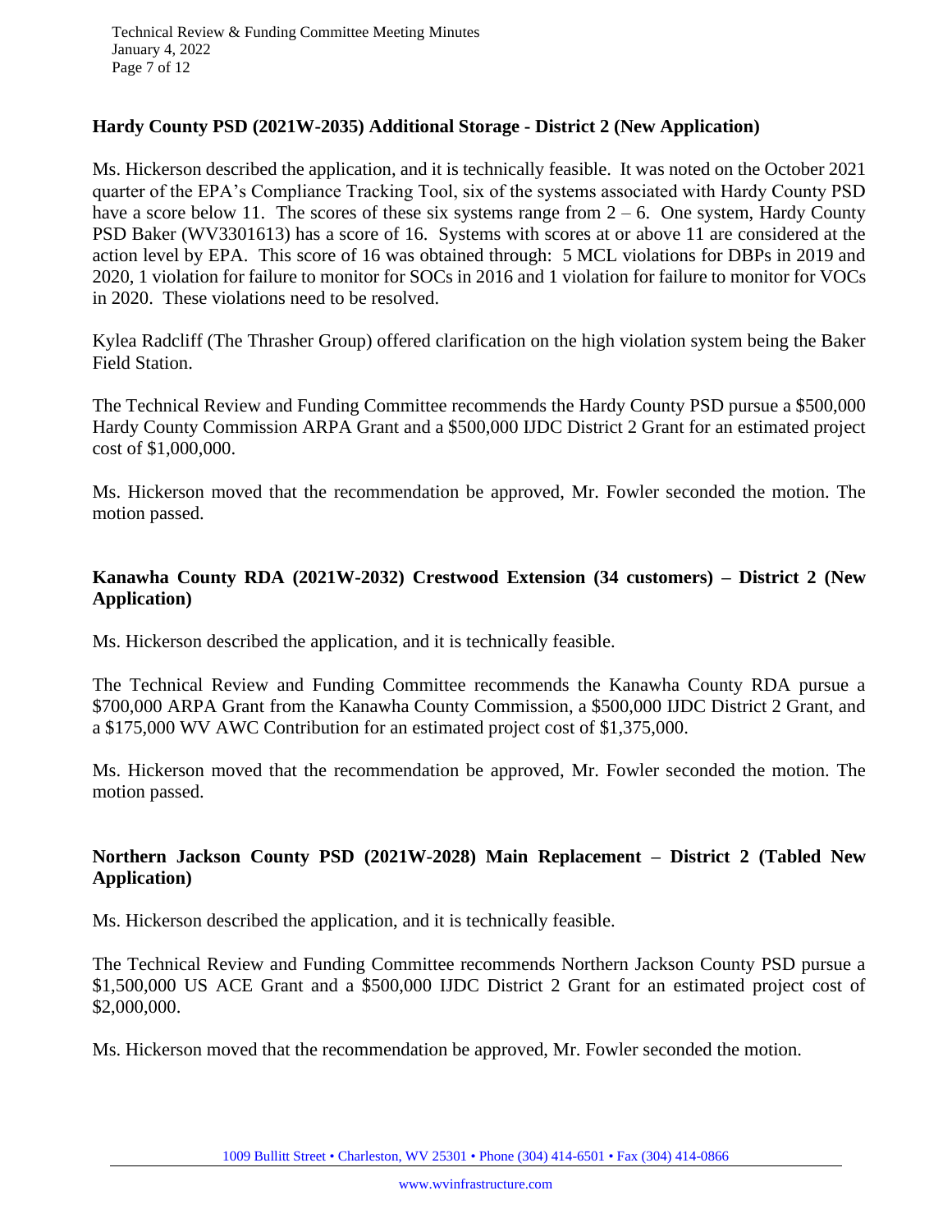**Hardy County PSD (2021W-2035) Additional Storage - District 2 (New Application)**

Ms. Hickerson described the application, and it is technically feasible. It was noted on the October 2021 quarter of the EPA's Compliance Tracking Tool, six of the systems associated with Hardy County PSD have a score below 11. The scores of these six systems range from 2 – 6. One system, Hardy County PSD Baker (WV3301613) has a score of 16. Systems with scores at or above 11 are considered at the action level by EPA. This score of 16 was obtained through: 5 MCL violations for DBPs in 2019 and 2020, 1 violation for failure to monitor for SOCs in 2016 and 1 violation for failure to monitor for VOCs in 2020. These violations need to be resolved.

Kylea Radcliff (The Thrasher Group) offered clarification on the high violation system being the Baker Field Station.

The Technical Review and Funding Committee recommends the Hardy County PSD pursue a $500,000 Hardy County Commission ARPA Grant and a $500,000 IJDC District 2 Grant for an estimated project cost of $1,000,000.

Ms. Hickerson moved that the recommendation be approved, Mr. Fowler seconded the motion. The motion passed.

**Kanawha County RDA (2021W-2032) Crestwood Extension (34 customers) – District 2 (New Application)**

Ms. Hickerson described the application, and it is technically feasible.

The Technical Review and Funding Committee recommends the Kanawha County RDA pursue a $700,000 ARPA Grant from the Kanawha County Commission, a $500,000 IJDC District 2 Grant, and a $175,000 WV AWC Contribution for an estimated project cost of $1,375,000.

Ms. Hickerson moved that the recommendation be approved, Mr. Fowler seconded the motion. The motion passed.

**Northern Jackson County PSD (2021W-2028) Main Replacement – District 2 (Tabled New Application)**

Ms. Hickerson described the application, and it is technically feasible.

The Technical Review and Funding Committee recommends Northern Jackson County PSD pursue a $1,500,000 US ACE Grant and a $500,000 IJDC District 2 Grant for an estimated project cost of $2,000,000.

Ms. Hickerson moved that the recommendation be approved, Mr. Fowler seconded the motion.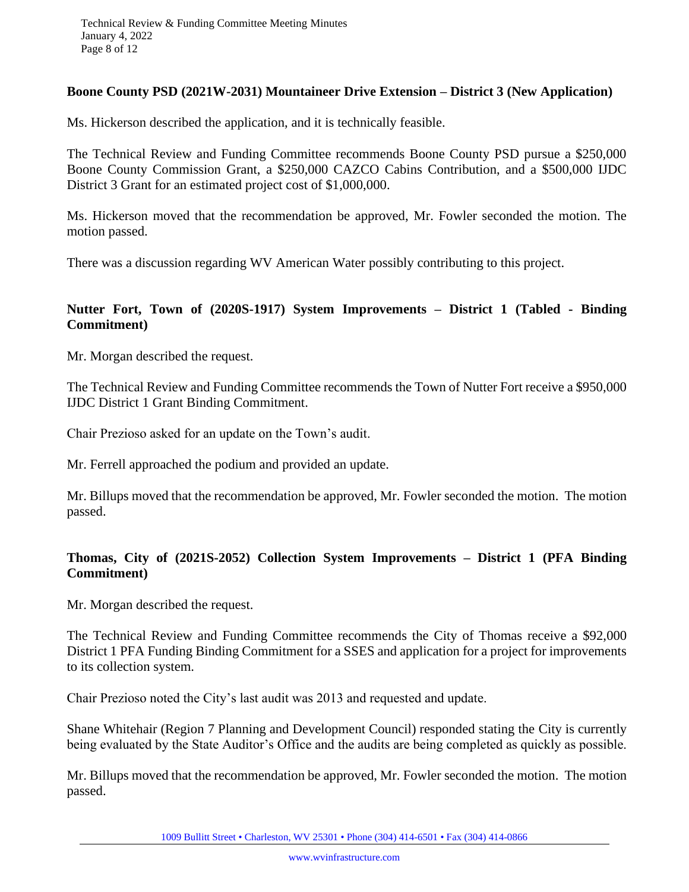**Boone County PSD (2021W-2031) Mountaineer Drive Extension – District 3 (New Application)**

Ms. Hickerson described the application, and it is technically feasible.

The Technical Review and Funding Committee recommends Boone County PSD pursue a $250,000 Boone County Commission Grant, a $250,000 CAZCO Cabins Contribution, and a $500,000 IJDC District 3 Grant for an estimated project cost of $1,000,000.

Ms. Hickerson moved that the recommendation be approved, Mr. Fowler seconded the motion. The motion passed.

There was a discussion regarding WV American Water possibly contributing to this project.

**Nutter Fort, Town of (2020S-1917) System Improvements – District 1 (Tabled - Binding Commitment)**

Mr. Morgan described the request.

The Technical Review and Funding Committee recommends the Town of Nutter Fort receive a $950,000 IJDC District 1 Grant Binding Commitment.

Chair Prezioso asked for an update on the Town's audit.

Mr. Ferrell approached the podium and provided an update.

Mr. Billups moved that the recommendation be approved, Mr. Fowler seconded the motion. The motion passed.

**Thomas, City of (2021S-2052) Collection System Improvements – District 1 (PFA Binding Commitment)**

Mr. Morgan described the request.

The Technical Review and Funding Committee recommends the City of Thomas receive a $92,000 District 1 PFA Funding Binding Commitment for a SSES and application for a project for improvements to its collection system.

Chair Prezioso noted the City's last audit was 2013 and requested and update.

Shane Whitehair (Region 7 Planning and Development Council) responded stating the City is currently being evaluated by the State Auditor's Office and the audits are being completed as quickly as possible.

Mr. Billups moved that the recommendation be approved, Mr. Fowler seconded the motion. The motion passed.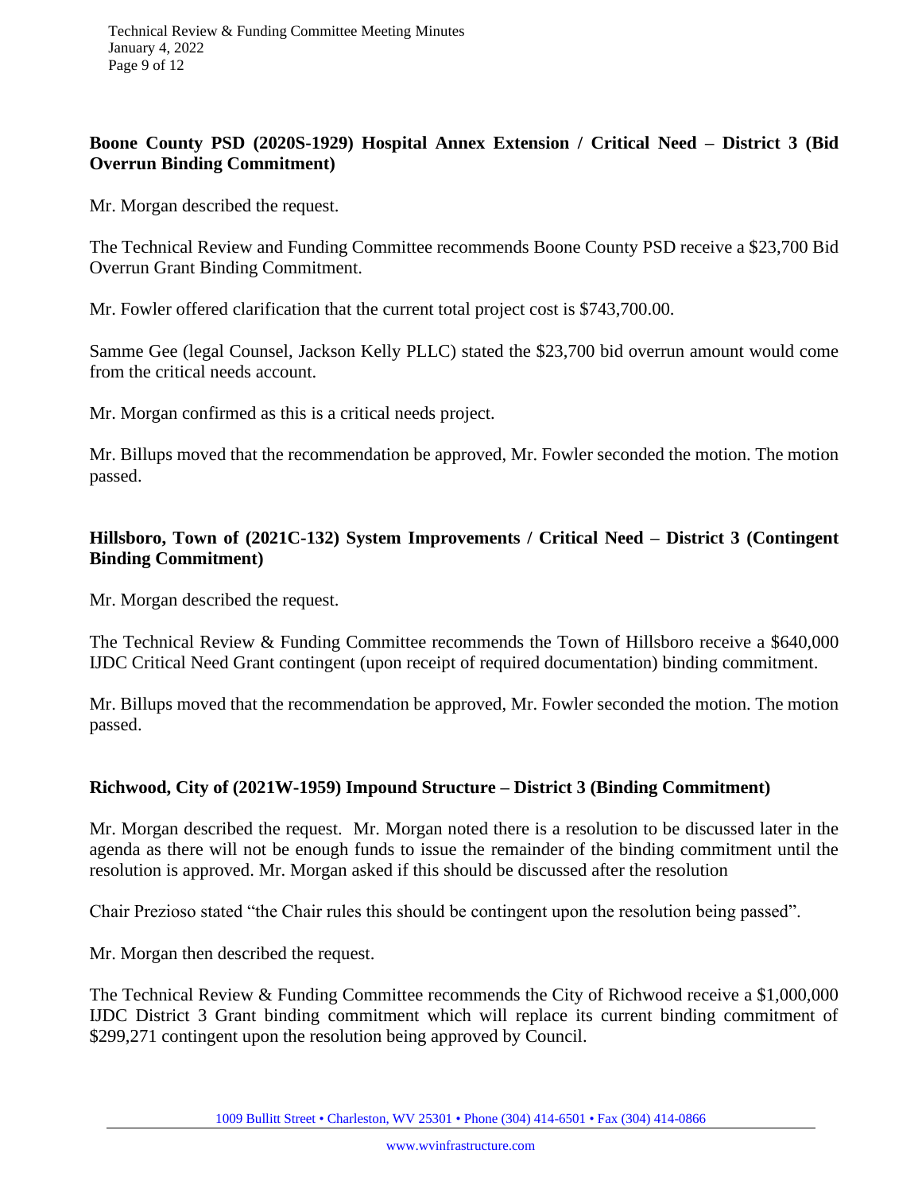**Boone County PSD (2020S-1929) Hospital Annex Extension / Critical Need – District 3 (Bid Overrun Binding Commitment)**

Mr. Morgan described the request.

The Technical Review and Funding Committee recommends Boone County PSD receive a $23,700 Bid Overrun Grant Binding Commitment.

Mr. Fowler offered clarification that the current total project cost is $743,700.00.

Samme Gee (legal Counsel, Jackson Kelly PLLC) stated the $23,700 bid overrun amount would come from the critical needs account.

Mr. Morgan confirmed as this is a critical needs project.

Mr. Billups moved that the recommendation be approved, Mr. Fowler seconded the motion. The motion passed.

**Hillsboro, Town of (2021C-132) System Improvements / Critical Need – District 3 (Contingent Binding Commitment)**

Mr. Morgan described the request.

The Technical Review & Funding Committee recommends the Town of Hillsboro receive a $640,000 IJDC Critical Need Grant contingent (upon receipt of required documentation) binding commitment.

Mr. Billups moved that the recommendation be approved, Mr. Fowler seconded the motion. The motion passed.

**Richwood, City of (2021W-1959) Impound Structure – District 3 (Binding Commitment)**

Mr. Morgan described the request. Mr. Morgan noted there is a resolution to be discussed later in the agenda as there will not be enough funds to issue the remainder of the binding commitment until the resolution is approved. Mr. Morgan asked if this should be discussed after the resolution

Chair Prezioso stated "the Chair rules this should be contingent upon the resolution being passed".

Mr. Morgan then described the request.

The Technical Review & Funding Committee recommends the City of Richwood receive a $1,000,000 IJDC District 3 Grant binding commitment which will replace its current binding commitment of $299,271 contingent upon the resolution being approved by Council.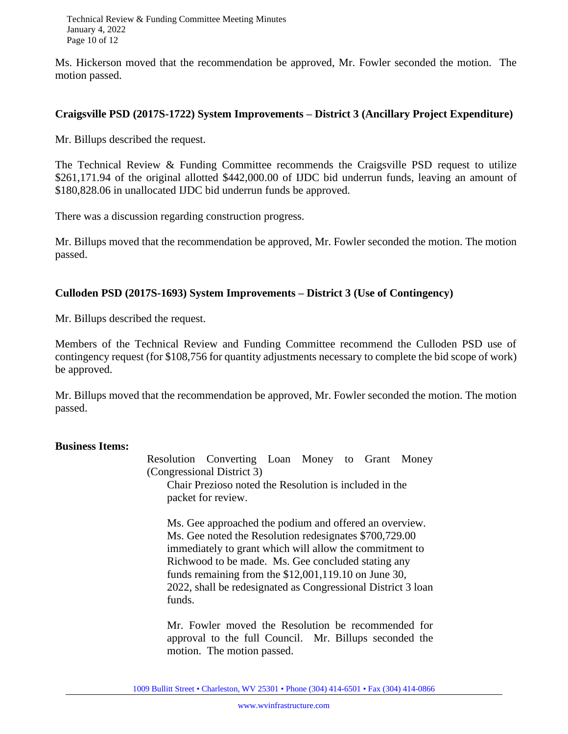Ms. Hickerson moved that the recommendation be approved, Mr. Fowler seconded the motion. The motion passed.

**Craigsville PSD (2017S-1722) System Improvements – District 3 (Ancillary Project Expenditure)**

Mr. Billups described the request.

The Technical Review & Funding Committee recommends the Craigsville PSD request to utilize $261,171.94 of the original allotted $442,000.00 of IJDC bid underrun funds, leaving an amount of $180,828.06 in unallocated IJDC bid underrun funds be approved.

There was a discussion regarding construction progress.

Mr. Billups moved that the recommendation be approved, Mr. Fowler seconded the motion. The motion passed.

**Culloden PSD (2017S-1693) System Improvements – District 3 (Use of Contingency)**

Mr. Billups described the request.

Members of the Technical Review and Funding Committee recommend the Culloden PSD use of contingency request (for $108,756 for quantity adjustments necessary to complete the bid scope of work) be approved.

Mr. Billups moved that the recommendation be approved, Mr. Fowler seconded the motion. The motion passed.

**Business Items:**

Resolution Converting Loan Money to Grant Money (Congressional District 3)

Chair Prezioso noted the Resolution is included in the packet for review.

Ms. Gee approached the podium and offered an overview. Ms. Gee noted the Resolution redesignates $700,729.00 immediately to grant which will allow the commitment to Richwood to be made. Ms. Gee concluded stating any funds remaining from the $12,001,119.10 on June 30, 2022, shall be redesignated as Congressional District 3 loan funds.

Mr. Fowler moved the Resolution be recommended for approval to the full Council. Mr. Billups seconded the motion. The motion passed.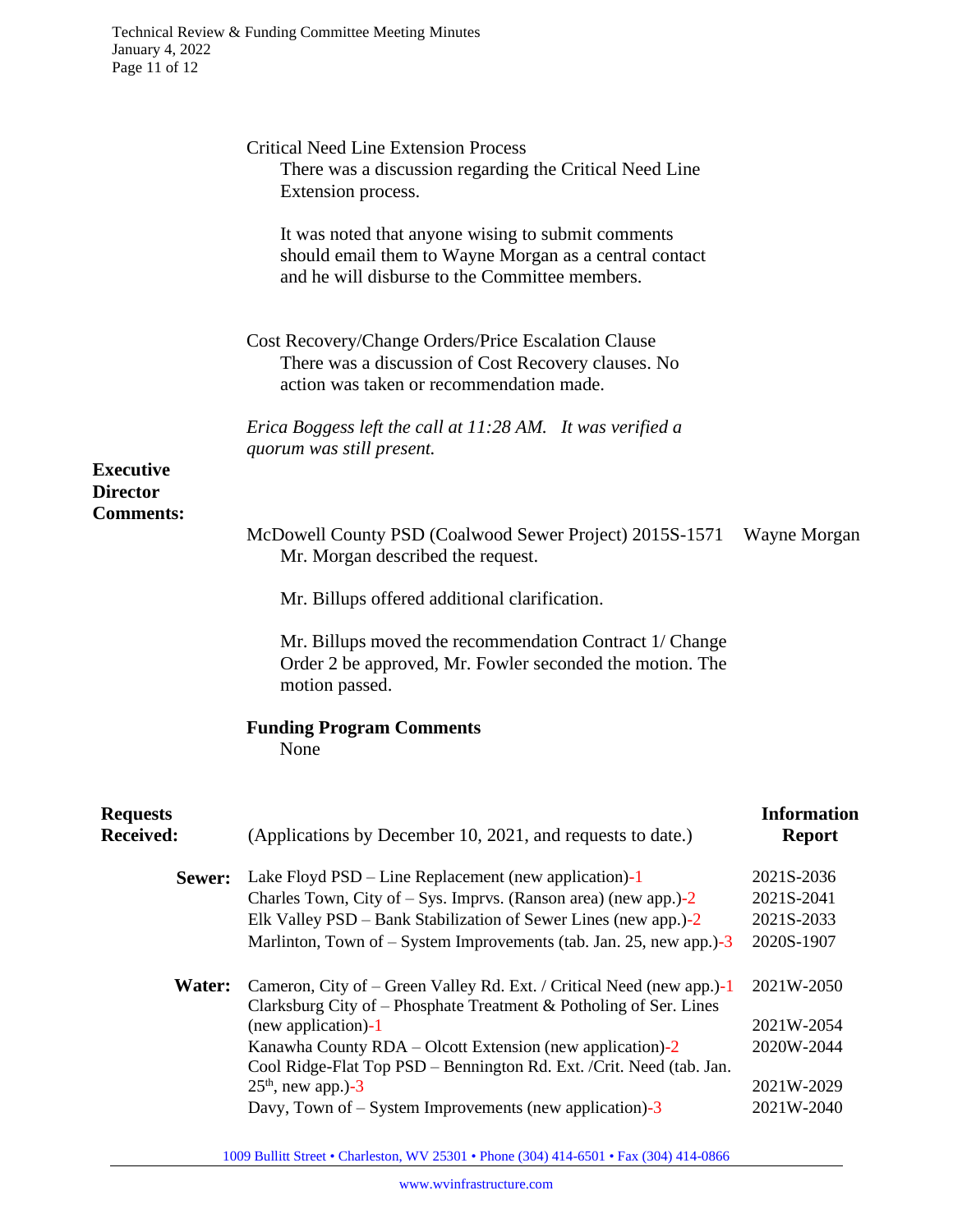Critical Need Line Extension Process

There was a discussion regarding the Critical Need Line Extension process.

It was noted that anyone wising to submit comments should email them to Wayne Morgan as a central contact and he will disburse to the Committee members.

Cost Recovery/Change Orders/Price Escalation Clause

There was a discussion of Cost Recovery clauses. No action was taken or recommendation made.

*Erica Boggess left the call at 11:28 AM. It was verified a quorum was still present.*

**Executive Director Comments:**

McDowell County PSD (Coalwood Sewer Project) 2015S-1571 — Wayne Morgan

Mr. Morgan described the request.

Mr. Billups offered additional clarification.

Mr. Billups moved the recommendation Contract 1/ Change Order 2 be approved, Mr. Fowler seconded the motion. The motion passed.

**Funding Program Comments**

None

**Requests Received:** (Applications by December 10, 2021, and requests to date.)

| | | **Information Report** |
|---|---|---|
| **Sewer:** | Lake Floyd PSD – Line Replacement (new application)-1 | 2021S-2036 |
| | Charles Town, City of – Sys. Imprvs. (Ranson area) (new app.)-2 | 2021S-2041 |
| | Elk Valley PSD – Bank Stabilization of Sewer Lines (new app.)-2 | 2021S-2033 |
| | Marlinton, Town of – System Improvements (tab. Jan. 25, new app.)-3 | 2020S-1907 |
| **Water:** | Cameron, City of – Green Valley Rd. Ext. / Critical Need (new app.)-1 | 2021W-2050 |
| | Clarksburg City of – Phosphate Treatment & Potholing of Ser. Lines (new application)-1 | 2021W-2054 |
| | Kanawha County RDA – Olcott Extension (new application)-2 | 2020W-2044 |
| | Cool Ridge-Flat Top PSD – Bennington Rd. Ext. /Crit. Need (tab. Jan. 25th, new app.)-3 | 2021W-2029 |
| | Davy, Town of – System Improvements (new application)-3 | 2021W-2040 |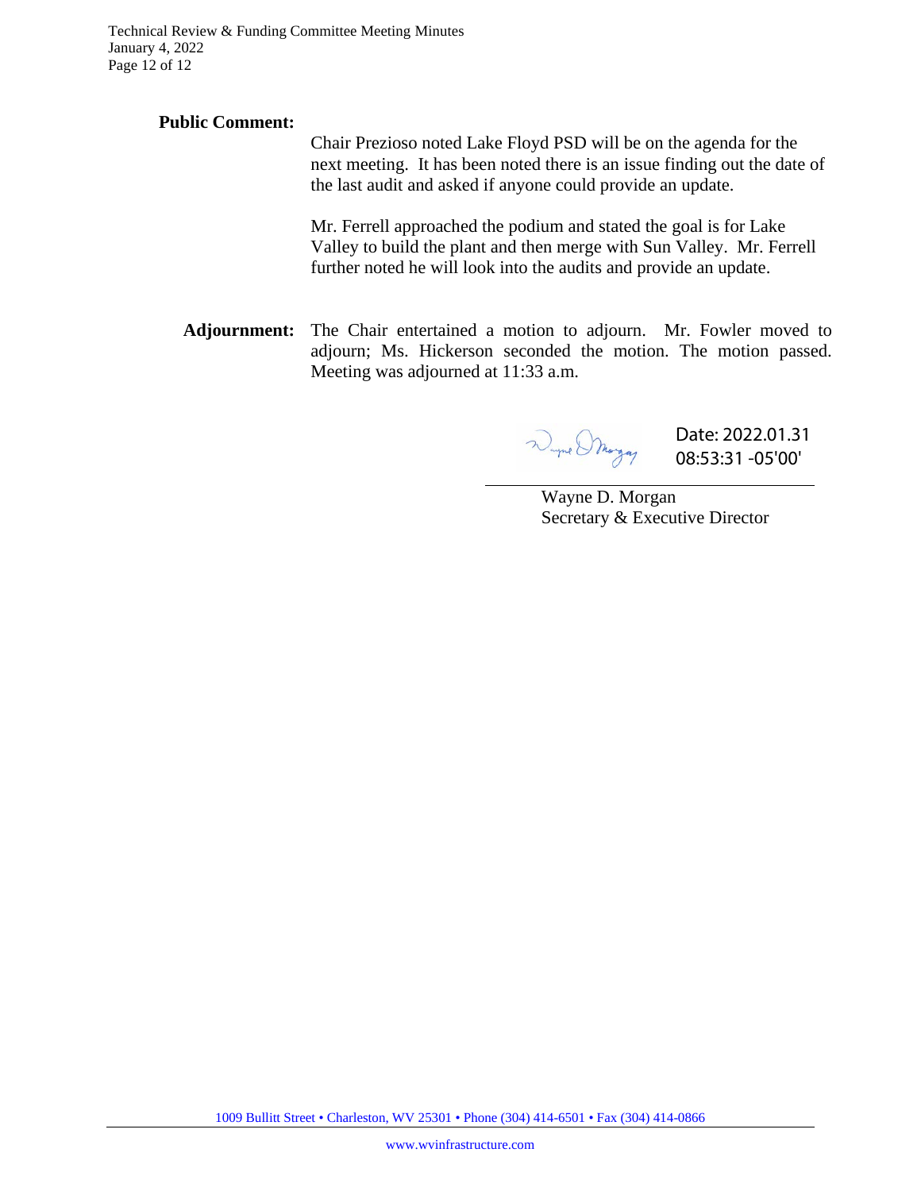**Public Comment:**

Chair Prezioso noted Lake Floyd PSD will be on the agenda for the next meeting. It has been noted there is an issue finding out the date of the last audit and asked if anyone could provide an update.

Mr. Ferrell approached the podium and stated the goal is for Lake Valley to build the plant and then merge with Sun Valley. Mr. Ferrell further noted he will look into the audits and provide an update.

**Adjournment:** The Chair entertained a motion to adjourn. Mr. Fowler moved to adjourn; Ms. Hickerson seconded the motion. The motion passed. Meeting was adjourned at 11:33 a.m.

Wayne D. Morgan Date: 2022.01.31 08:53:31 -05'00'

Wayne D. Morgan
Secretary & Executive Director

1009 Bullitt Street • Charleston, WV 25301 • Phone (304) 414-6501 • Fax (304) 414-0866

www.wvinfrastructure.com